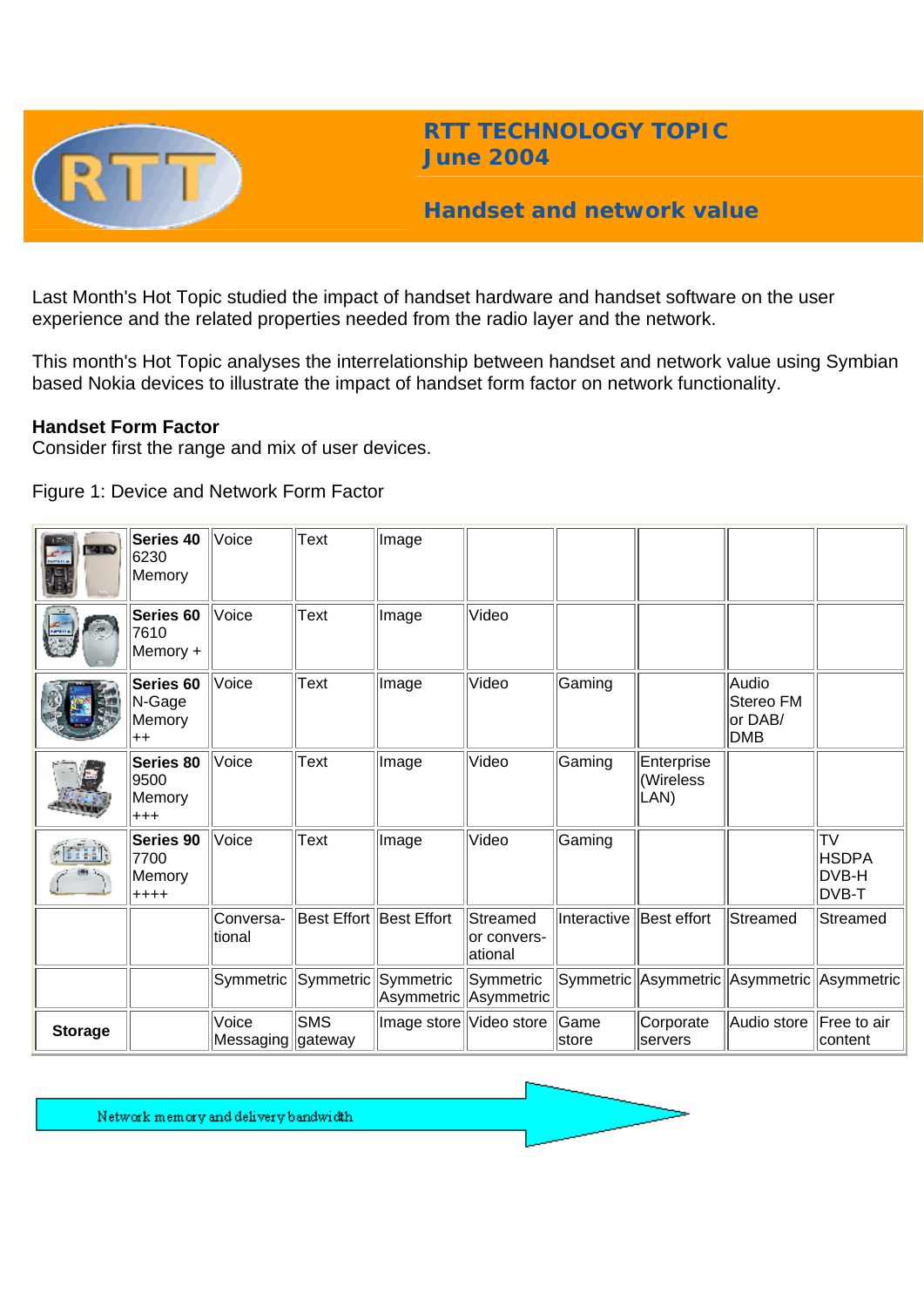# RTT TECHNOLOGY TOPIC
## June 2004

## Handset and network value

Last Month's Hot Topic studied the impact of handset hardware and handset software on the user experience and the related properties needed from the radio layer and the network.

This month's Hot Topic analyses the interrelationship between handset and network value using Symbian based Nokia devices to illustrate the impact of handset form factor on network functionality.

**Handset Form Factor**
Consider first the range and mix of user devices.

Figure 1: Device and Network Form Factor

| | | | | | | | | | |
|---|---|---|---|---|---|---|---|---|---|
| | **Series 40** 6230 Memory | Voice | Text | Image | | | | | |
| | **Series 60** 7610 Memory + | Voice | Text | Image | Video | | | | |
| | **Series 60** N-Gage Memory ++ | Voice | Text | Image | Video | Gaming | | Audio Stereo FM or DAB/ DMB | |
| | **Series 80** 9500 Memory +++ | Voice | Text | Image | Video | Gaming | Enterprise (Wireless LAN) | | |
| | **Series 90** 7700 Memory ++++ | Voice | Text | Image | Video | Gaming | | | TV HSDPA DVB-H DVB-T |
| | | Conversa-tional | Best Effort | Best Effort | Streamed or convers-ational | Interactive | Best effort | Streamed | Streamed |
| | | Symmetric | Symmetric | Symmetric Asymmetric | Symmetric Asymmetric | Symmetric | Asymmetric | Asymmetric | Asymmetric |
| **Storage** | | Voice Messaging | SMS gateway | Image store | Video store | Game store | Corporate servers | Audio store | Free to air content |

Network memory and delivery bandwidth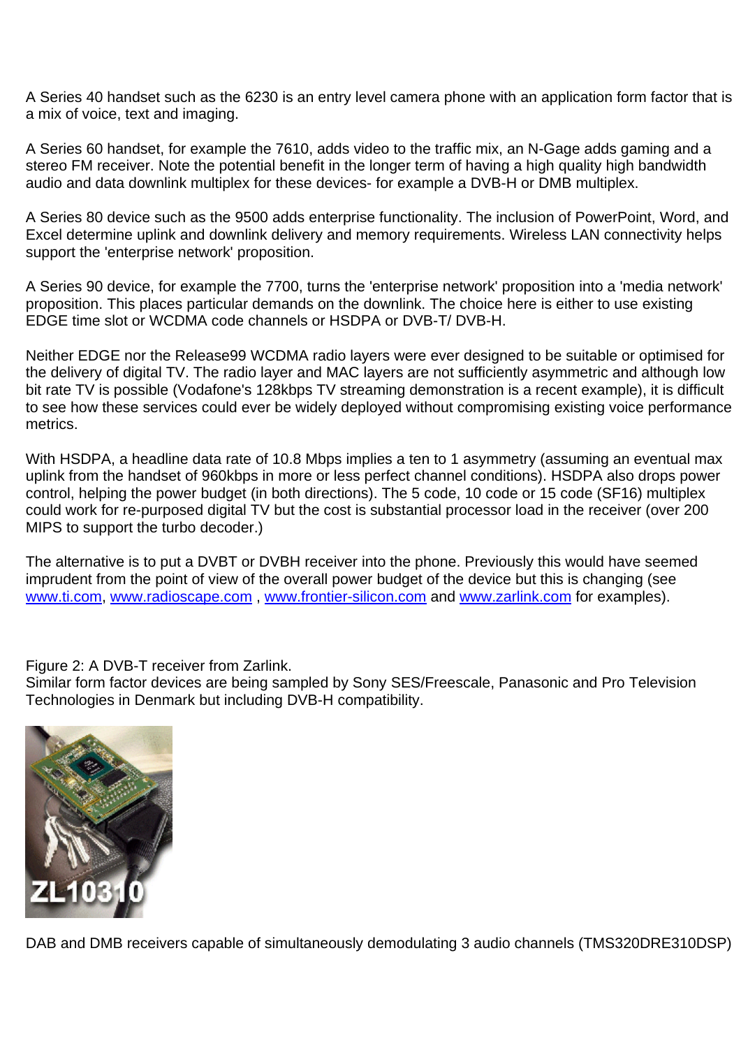A Series 40 handset such as the 6230 is an entry level camera phone with an application form factor that is a mix of voice, text and imaging.

A Series 60 handset, for example the 7610, adds video to the traffic mix, an N-Gage adds gaming and a stereo FM receiver. Note the potential benefit in the longer term of having a high quality high bandwidth audio and data downlink multiplex for these devices- for example a DVB-H or DMB multiplex.

A Series 80 device such as the 9500 adds enterprise functionality. The inclusion of PowerPoint, Word, and Excel determine uplink and downlink delivery and memory requirements. Wireless LAN connectivity helps support the 'enterprise network' proposition.

A Series 90 device, for example the 7700, turns the 'enterprise network' proposition into a 'media network' proposition. This places particular demands on the downlink. The choice here is either to use existing EDGE time slot or WCDMA code channels or HSDPA or DVB-T/ DVB-H.

Neither EDGE nor the Release99 WCDMA radio layers were ever designed to be suitable or optimised for the delivery of digital TV. The radio layer and MAC layers are not sufficiently asymmetric and although low bit rate TV is possible (Vodafone's 128kbps TV streaming demonstration is a recent example), it is difficult to see how these services could ever be widely deployed without compromising existing voice performance metrics.

With HSDPA, a headline data rate of 10.8 Mbps implies a ten to 1 asymmetry (assuming an eventual max uplink from the handset of 960kbps in more or less perfect channel conditions). HSDPA also drops power control, helping the power budget (in both directions). The 5 code, 10 code or 15 code (SF16) multiplex could work for re-purposed digital TV but the cost is substantial processor load in the receiver (over 200 MIPS to support the turbo decoder.)

The alternative is to put a DVBT or DVBH receiver into the phone. Previously this would have seemed imprudent from the point of view of the overall power budget of the device but this is changing (see www.ti.com, www.radioscape.com , www.frontier-silicon.com and www.zarlink.com for examples).

Figure 2: A DVB-T receiver from Zarlink.
Similar form factor devices are being sampled by Sony SES/Freescale, Panasonic and Pro Television Technologies in Denmark but including DVB-H compatibility.

DAB and DMB receivers capable of simultaneously demodulating 3 audio channels (TMS320DRE310DSP)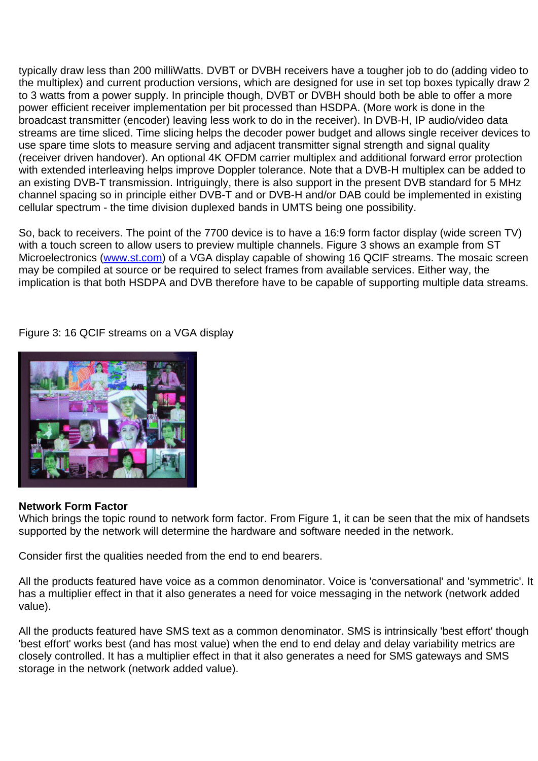typically draw less than 200 milliWatts. DVBT or DVBH receivers have a tougher job to do (adding video to the multiplex) and current production versions, which are designed for use in set top boxes typically draw 2 to 3 watts from a power supply. In principle though, DVBT or DVBH should both be able to offer a more power efficient receiver implementation per bit processed than HSDPA. (More work is done in the broadcast transmitter (encoder) leaving less work to do in the receiver). In DVB-H, IP audio/video data streams are time sliced. Time slicing helps the decoder power budget and allows single receiver devices to use spare time slots to measure serving and adjacent transmitter signal strength and signal quality (receiver driven handover). An optional 4K OFDM carrier multiplex and additional forward error protection with extended interleaving helps improve Doppler tolerance. Note that a DVB-H multiplex can be added to an existing DVB-T transmission. Intriguingly, there is also support in the present DVB standard for 5 MHz channel spacing so in principle either DVB-T and or DVB-H and/or DAB could be implemented in existing cellular spectrum - the time division duplexed bands in UMTS being one possibility.

So, back to receivers. The point of the 7700 device is to have a 16:9 form factor display (wide screen TV) with a touch screen to allow users to preview multiple channels. Figure 3 shows an example from ST Microelectronics (www.st.com) of a VGA display capable of showing 16 QCIF streams. The mosaic screen may be compiled at source or be required to select frames from available services. Either way, the implication is that both HSDPA and DVB therefore have to be capable of supporting multiple data streams.

Figure 3: 16 QCIF streams on a VGA display

**Network Form Factor**

Which brings the topic round to network form factor. From Figure 1, it can be seen that the mix of handsets supported by the network will determine the hardware and software needed in the network.

Consider first the qualities needed from the end to end bearers.

All the products featured have voice as a common denominator. Voice is 'conversational' and 'symmetric'. It has a multiplier effect in that it also generates a need for voice messaging in the network (network added value).

All the products featured have SMS text as a common denominator. SMS is intrinsically 'best effort' though 'best effort' works best (and has most value) when the end to end delay and delay variability metrics are closely controlled. It has a multiplier effect in that it also generates a need for SMS gateways and SMS storage in the network (network added value).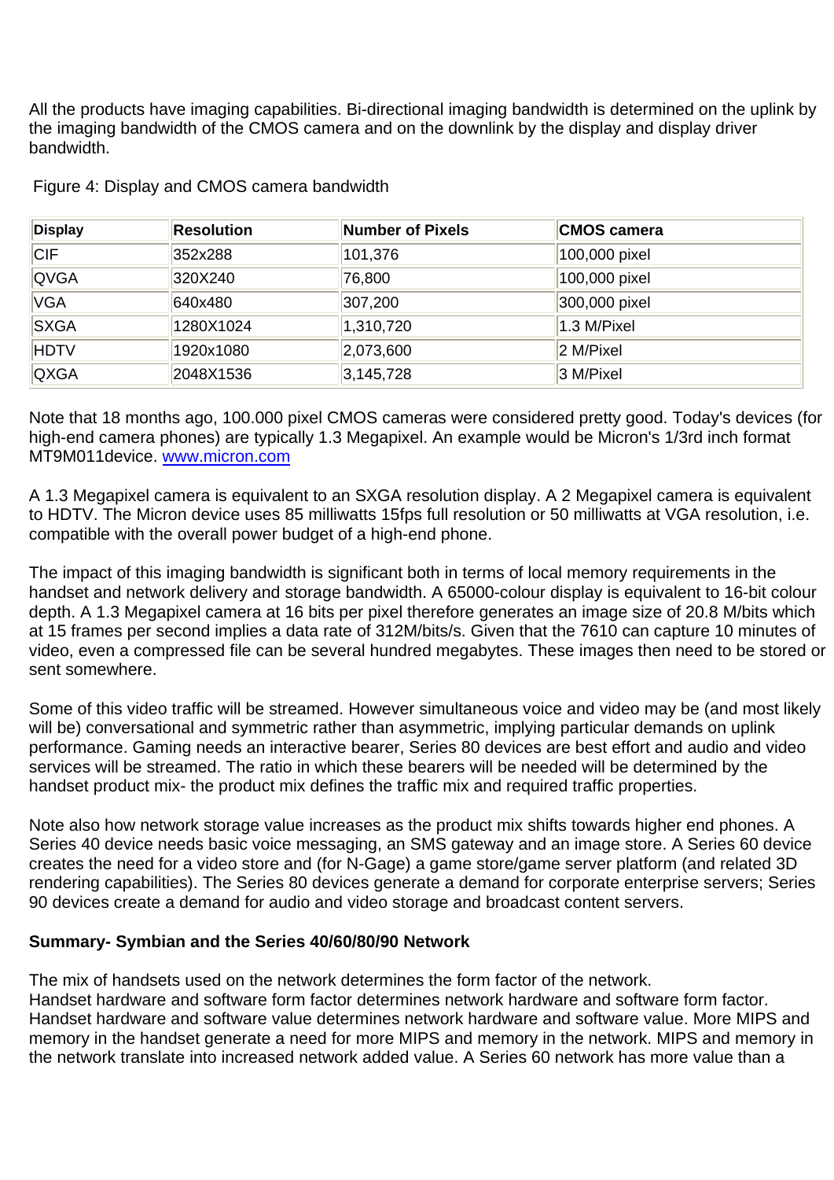All the products have imaging capabilities. Bi-directional imaging bandwidth is determined on the uplink by the imaging bandwidth of the CMOS camera and on the downlink by the display and display driver bandwidth.

Figure 4: Display and CMOS camera bandwidth

| Display | Resolution | Number of Pixels | CMOS camera |
|---|---|---|---|
| CIF | 352x288 | 101,376 | 100,000 pixel |
| QVGA | 320X240 | 76,800 | 100,000 pixel |
| VGA | 640x480 | 307,200 | 300,000 pixel |
| SXGA | 1280X1024 | 1,310,720 | 1.3 M/Pixel |
| HDTV | 1920x1080 | 2,073,600 | 2 M/Pixel |
| QXGA | 2048X1536 | 3,145,728 | 3 M/Pixel |

Note that 18 months ago, 100.000 pixel CMOS cameras were considered pretty good. Today's devices (for high-end camera phones) are typically 1.3 Megapixel. An example would be Micron's 1/3rd inch format MT9M011device. [www.micron.com](http://www.micron.com)

A 1.3 Megapixel camera is equivalent to an SXGA resolution display. A 2 Megapixel camera is equivalent to HDTV. The Micron device uses 85 milliwatts 15fps full resolution or 50 milliwatts at VGA resolution, i.e. compatible with the overall power budget of a high-end phone.

The impact of this imaging bandwidth is significant both in terms of local memory requirements in the handset and network delivery and storage bandwidth. A 65000-colour display is equivalent to 16-bit colour depth. A 1.3 Megapixel camera at 16 bits per pixel therefore generates an image size of 20.8 M/bits which at 15 frames per second implies a data rate of 312M/bits/s. Given that the 7610 can capture 10 minutes of video, even a compressed file can be several hundred megabytes. These images then need to be stored or sent somewhere.

Some of this video traffic will be streamed. However simultaneous voice and video may be (and most likely will be) conversational and symmetric rather than asymmetric, implying particular demands on uplink performance. Gaming needs an interactive bearer, Series 80 devices are best effort and audio and video services will be streamed. The ratio in which these bearers will be needed will be determined by the handset product mix- the product mix defines the traffic mix and required traffic properties.

Note also how network storage value increases as the product mix shifts towards higher end phones. A Series 40 device needs basic voice messaging, an SMS gateway and an image store. A Series 60 device creates the need for a video store and (for N-Gage) a game store/game server platform (and related 3D rendering capabilities). The Series 80 devices generate a demand for corporate enterprise servers; Series 90 devices create a demand for audio and video storage and broadcast content servers.

**Summary- Symbian and the Series 40/60/80/90 Network**

The mix of handsets used on the network determines the form factor of the network.
Handset hardware and software form factor determines network hardware and software form factor. Handset hardware and software value determines network hardware and software value. More MIPS and memory in the handset generate a need for more MIPS and memory in the network. MIPS and memory in the network translate into increased network added value. A Series 60 network has more value than a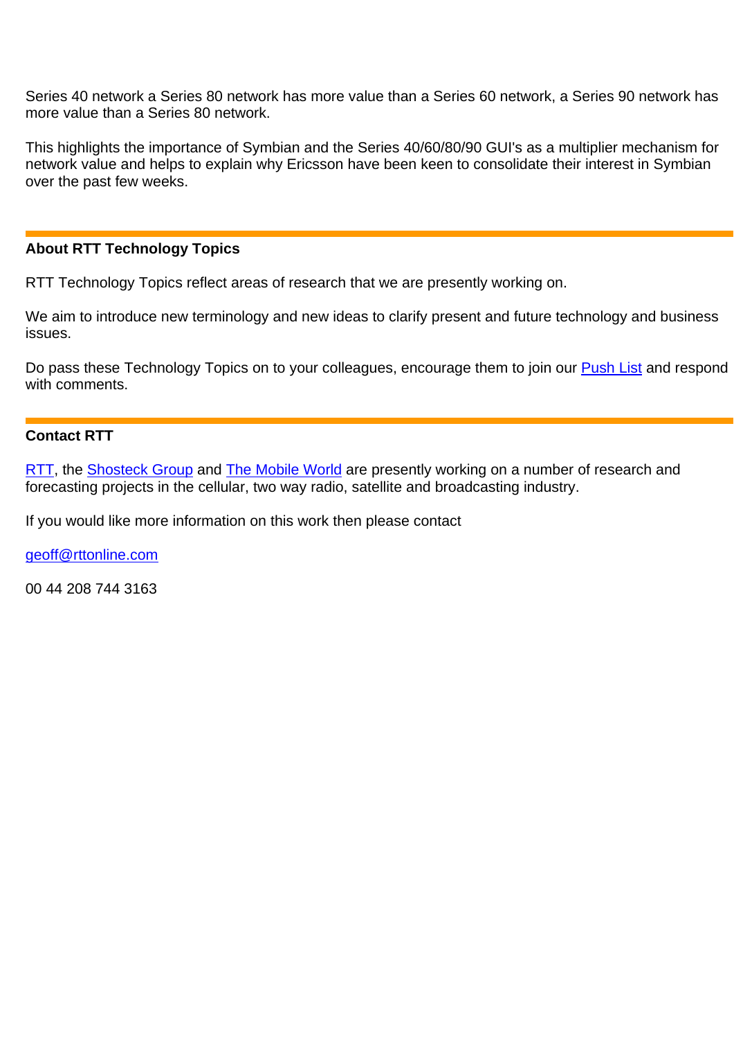Series 40 network a Series 80 network has more value than a Series 60 network, a Series 90 network has more value than a Series 80 network.

This highlights the importance of Symbian and the Series 40/60/80/90 GUI's as a multiplier mechanism for network value and helps to explain why Ericsson have been keen to consolidate their interest in Symbian over the past few weeks.

---

**About RTT Technology Topics**

RTT Technology Topics reflect areas of research that we are presently working on.

We aim to introduce new terminology and new ideas to clarify present and future technology and business issues.

Do pass these Technology Topics on to your colleagues, encourage them to join our Push List and respond with comments.

---

**Contact RTT**

RTT, the Shosteck Group and The Mobile World are presently working on a number of research and forecasting projects in the cellular, two way radio, satellite and broadcasting industry.

If you would like more information on this work then please contact

geoff@rttonline.com

00 44 208 744 3163